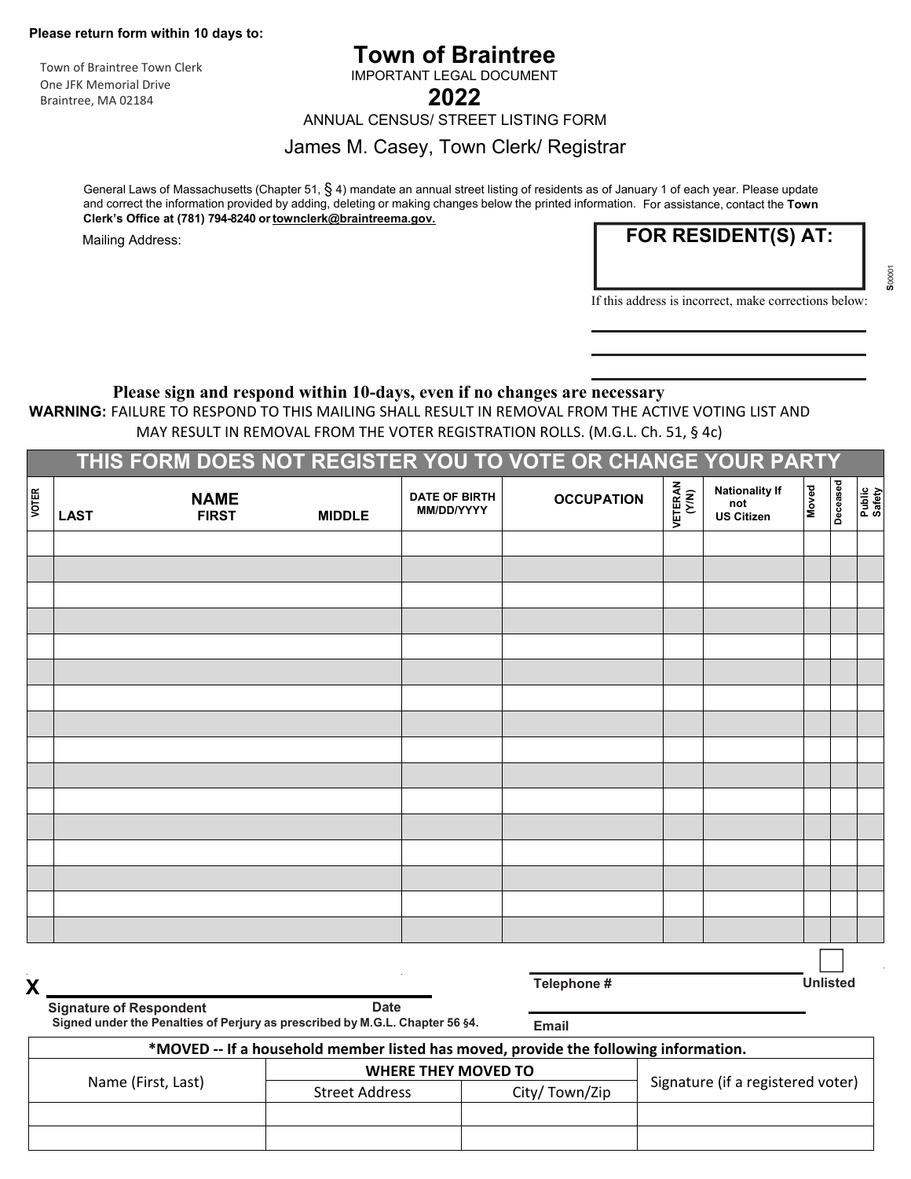**Please return form within 10 days to:**

Town of Braintree Town Clerk
One JFK Memorial Drive
Braintree, MA 02184

# Town of Braintree

IMPORTANT LEGAL DOCUMENT

## 2022

ANNUAL CENSUS/ STREET LISTING FORM

James M. Casey, Town Clerk/ Registrar

General Laws of Massachusetts (Chapter 51, § 4) mandate an annual street listing of residents as of January 1 of each year. Please update and correct the information provided by adding, deleting or making changes below the printed information. For assistance, contact the **Town Clerk's Office at (781) 794-8240 or townclerk@braintreema.gov.**

Mailing Address:

**FOR RESIDENT(S) AT:**

If this address is incorrect, make corrections below:

S00001

**Please sign and respond within 10-days, even if no changes are necessary**

**WARNING:** FAILURE TO RESPOND TO THIS MAILING SHALL RESULT IN REMOVAL FROM THE ACTIVE VOTING LIST AND MAY RESULT IN REMOVAL FROM THE VOTER REGISTRATION ROLLS. (M.G.L. Ch. 51, § 4c)

**THIS FORM DOES NOT REGISTER YOU TO VOTE OR CHANGE YOUR PARTY**

| VOTER | NAME LAST FIRST MIDDLE | DATE OF BIRTH MM/DD/YYYY | OCCUPATION | VETERAN (Y/N) | Nationality If not US Citizen | Moved | Deceased | Public Safety |
|---|---|---|---|---|---|---|---|---|
| | | | | | | | | |
| | | | | | | | | |
| | | | | | | | | |
| | | | | | | | | |
| | | | | | | | | |
| | | | | | | | | |
| | | | | | | | | |
| | | | | | | | | |
| | | | | | | | | |
| | | | | | | | | |
| | | | | | | | | |
| | | | | | | | | |
| | | | | | | | | |
| | | | | | | | | |
| | | | | | | | | |
| | | | | | | | | |

X ______________________________

**Signature of Respondent** **Date**

**Signed under the Penalties of Perjury as prescribed by M.G.L. Chapter 56 §4.**

**Telephone #** ☐ **Unlisted**

**Email**

| **\*MOVED -- If a household member listed has moved, provide the following information.** | | | |
|---|---|---|---|
| Name (First, Last) | **WHERE THEY MOVED TO** | | Signature (if a registered voter) |
| | Street Address | City/ Town/Zip | |
| | | | |
| | | | |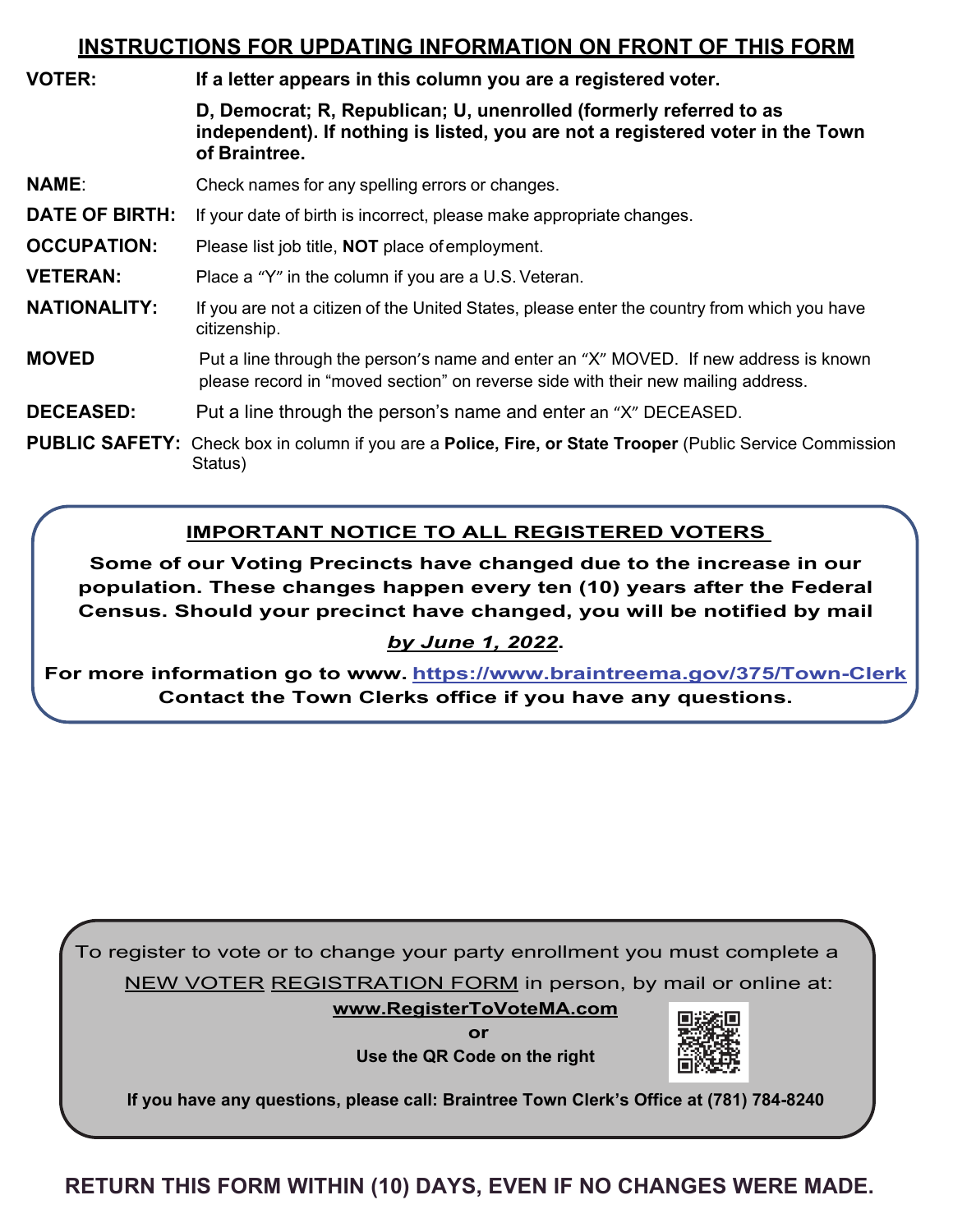## INSTRUCTIONS FOR UPDATING INFORMATION ON FRONT OF THIS FORM

**VOTER:** **If a letter appears in this column you are a registered voter.**

**D, Democrat; R, Republican; U, unenrolled (formerly referred to as independent). If nothing is listed, you are not a registered voter in the Town of Braintree.**

**NAME**: Check names for any spelling errors or changes.

**DATE OF BIRTH:** If your date of birth is incorrect, please make appropriate changes.

**OCCUPATION:** Please list job title, **NOT** place of employment.

**VETERAN:** Place a "Y" in the column if you are a U.S. Veteran.

**NATIONALITY:** If you are not a citizen of the United States, please enter the country from which you have citizenship.

**MOVED** Put a line through the person's name and enter an "X" MOVED. If new address is known please record in "moved section" on reverse side with their new mailing address.

**DECEASED:** Put a line through the person's name and enter an "X" DECEASED.

**PUBLIC SAFETY:** Check box in column if you are a **Police, Fire, or State Trooper** (Public Service Commission Status)

### IMPORTANT NOTICE TO ALL REGISTERED VOTERS

**Some of our Voting Precincts have changed due to the increase in our population. These changes happen every ten (10) years after the Federal Census. Should your precinct have changed, you will be notified by mail *by June 1, 2022*.**

**For more information go to www. https://www.braintreema.gov/375/Town-Clerk**
**Contact the Town Clerks office if you have any questions.**

To register to vote or to change your party enrollment you must complete a NEW VOTER REGISTRATION FORM in person, by mail or online at:

**www.RegisterToVoteMA.com**

**or**

**Use the QR Code on the right**

**If you have any questions, please call: Braintree Town Clerk's Office at (781) 784-8240**

**RETURN THIS FORM WITHIN (10) DAYS, EVEN IF NO CHANGES WERE MADE.**